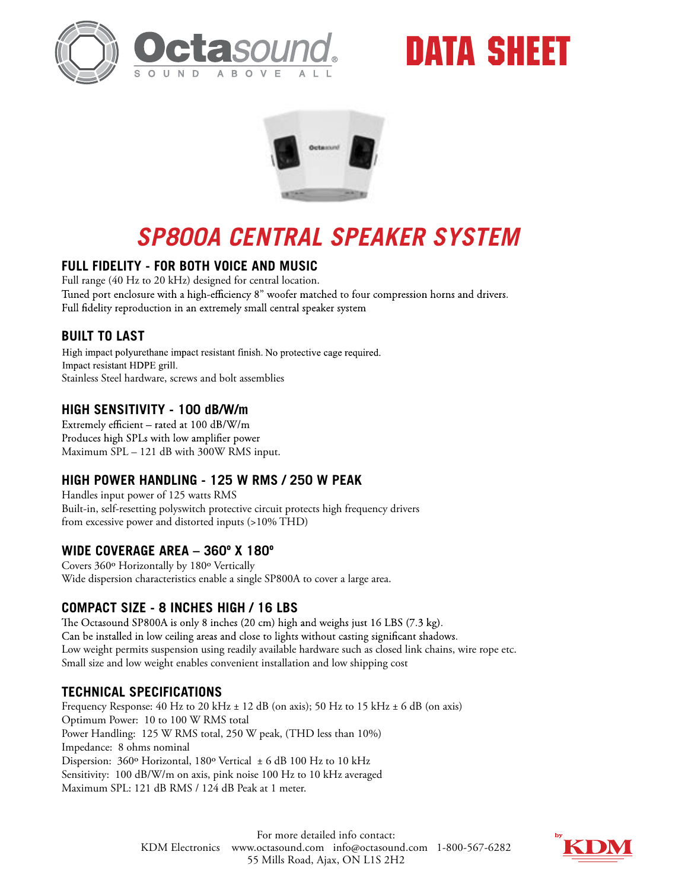Octasound®
SOUND ABOVE ALL

# DATA SHEET

# *SP800A CENTRAL SPEAKER SYSTEM*

## FULL FIDELITY - FOR BOTH VOICE AND MUSIC

Full range (40 Hz to 20 kHz) designed for central location.
Tuned port enclosure with a high-efficiency 8" woofer matched to four compression horns and drivers.
Full fidelity reproduction in an extremely small central speaker system

## BUILT TO LAST

High impact polyurethane impact resistant finish. No protective cage required.
Impact resistant HDPE grill.
Stainless Steel hardware, screws and bolt assemblies

## HIGH SENSITIVITY - 100 dB/W/m

Extremely efficient – rated at 100 dB/W/m
Produces high SPLs with low amplifier power
Maximum SPL – 121 dB with 300W RMS input.

## HIGH POWER HANDLING - 125 W RMS / 250 W PEAK

Handles input power of 125 watts RMS
Built-in, self-resetting polyswitch protective circuit protects high frequency drivers from excessive power and distorted inputs (>10% THD)

## WIDE COVERAGE AREA – 360º X 180º

Covers 360º Horizontally by 180º Vertically
Wide dispersion characteristics enable a single SP800A to cover a large area.

## COMPACT SIZE - 8 INCHES HIGH / 16 LBS

The Octasound SP800A is only 8 inches (20 cm) high and weighs just 16 LBS (7.3 kg).
Can be installed in low ceiling areas and close to lights without casting significant shadows.
Low weight permits suspension using readily available hardware such as closed link chains, wire rope etc.
Small size and low weight enables convenient installation and low shipping cost

## TECHNICAL SPECIFICATIONS

Frequency Response: 40 Hz to 20 kHz ± 12 dB (on axis); 50 Hz to 15 kHz ± 6 dB (on axis)
Optimum Power: 10 to 100 W RMS total
Power Handling: 125 W RMS total, 250 W peak, (THD less than 10%)
Impedance: 8 ohms nominal
Dispersion: 360º Horizontal, 180º Vertical ± 6 dB 100 Hz to 10 kHz
Sensitivity: 100 dB/W/m on axis, pink noise 100 Hz to 10 kHz averaged
Maximum SPL: 121 dB RMS / 124 dB Peak at 1 meter.

For more detailed info contact:
KDM Electronics www.octasound.com info@octasound.com 1-800-567-6282
55 Mills Road, Ajax, ON L1S 2H2

by KDM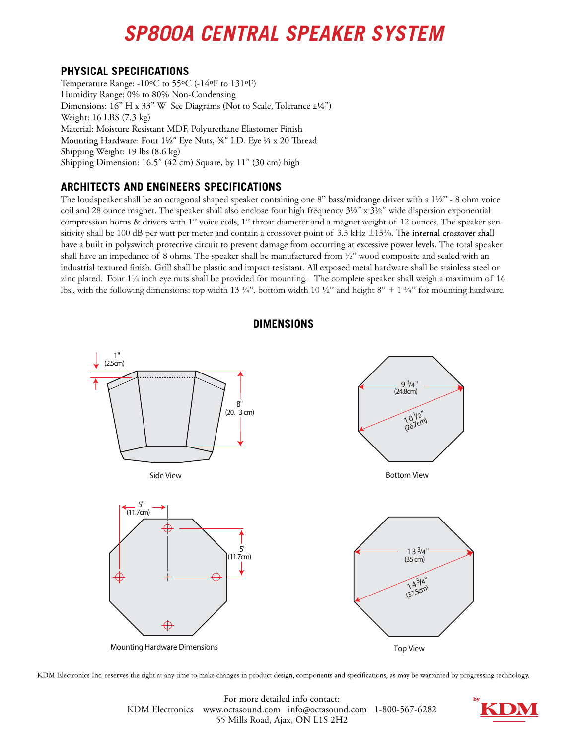# SP800A CENTRAL SPEAKER SYSTEM

## PHYSICAL SPECIFICATIONS

Temperature Range: -10ºC to 55ºC (-14ºF to 131ºF)
Humidity Range: 0% to 80% Non-Condensing
Dimensions: 16" H x 33" W See Diagrams (Not to Scale, Tolerance ±¼")
Weight: 16 LBS (7.3 kg)
Material: Moisture Resistant MDF, Polyurethane Elastomer Finish
Mounting Hardware: Four 1½" Eye Nuts, ¾" I.D. Eye ¼ x 20 Thread
Shipping Weight: 19 lbs (8.6 kg)
Shipping Dimension: 16.5" (42 cm) Square, by 11" (30 cm) high

## ARCHITECTS AND ENGINEERS SPECIFICATIONS

The loudspeaker shall be an octagonal shaped speaker containing one 8" bass/midrange driver with a 1½" - 8 ohm voice coil and 28 ounce magnet. The speaker shall also enclose four high frequency 3½" x 3½" wide dispersion exponential compression horns & drivers with 1" voice coils, 1" throat diameter and a magnet weight of 12 ounces. The speaker sensitivity shall be 100 dB per watt per meter and contain a crossover point of 3.5 kHz ±15%. The internal crossover shall have a built in polyswitch protective circuit to prevent damage from occurring at excessive power levels. The total speaker shall have an impedance of 8 ohms. The speaker shall be manufactured from ½" wood composite and sealed with an industrial textured finish. Grill shall be plastic and impact resistant. All exposed metal hardware shall be stainless steel or zinc plated. Four 1¼ inch eye nuts shall be provided for mounting. The complete speaker shall weigh a maximum of 16 lbs., with the following dimensions: top width 13 ¾", bottom width 10 ½" and height 8" + 1 ¾" for mounting hardware.

## DIMENSIONS

1" (2.5cm)
8" (20. 3 cm)

Side View

9 3/4" (24.8cm)
10 1/2" (26.7cm)

Bottom View

5" (11.7cm)
5" (11.7cm)

Mounting Hardware Dimensions

13 3/4" (35 cm)
14 3/4" (37.5cm)

Top View

KDM Electronics Inc. reserves the right at any time to make changes in product design, components and specifications, as may be warranted by progressing technology.

For more detailed info contact:
KDM Electronics www.octasound.com info@octasound.com 1-800-567-6282
55 Mills Road, Ajax, ON L1S 2H2

by KDM